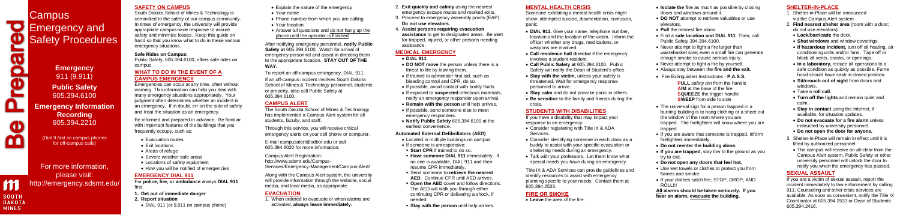# Campus Emergency and Safety Procedures

**Be Prepared**

**Emergency**
911 (9.911)

**Public Safety**
605.394.6100

**Emergency Information Recording**
605.394.2210

(Dial 9 first on campus phones for off-campus calls)

For more information, please visit:
http://emergency.sdsmt.edu/

SOUTH DAKOTA MINES

## SAFETY ON CAMPUS

South Dakota School of Mines & Technology is committed to the safety of our campus community. In times of emergency, the university will provide appropriate campus-wide response to assure safety and minimize losses. Keep this guide on hand so that you know what to do in these various emergency situations.

**Safe Rides on Campus:**
Public Safety, 605.394.6100, offers safe rides on campus

## WHAT TO DO IN THE EVENT OF A CAMPUS EMERGENCY

Emergencies can occur at any time, often without warning. This information can help you deal with many emergency situations appropriately. Your judgment often determines whether an incident is an emergency. If in doubt, err on the side of safety and treat the situation as an emergency.

Be informed and prepared in advance. Be familiar with important features of the buildings that you frequently occupy, such as:

- Evacuation routes
- Exit locations
- Areas of refuge
- Severe weather safe areas
- Locations of safety equipment
- How you will be notified of emergencies

## EMERGENCY DIAL 911

For **police, fire, or ambulance** always **DIAL 911** first.

1. **Get out of immediate danger**
2. **Report situation**
   - DIAL 911 (or 9.911 on campus phone)
   - Explain the nature of the emergency
   - Your name
   - Phone number from which you are calling
   - Your location
   - Answer all questions and do not hang up the phone until the operator is finished

After notifying emergency personnel, **notify Public Safety** at 605.394.6100. Watch for arrival of emergency personnel and assist in directing them to the appropriate location. **STAY OUT OF THE WAY.**

To report an off-campus emergency, DIAL 911.

If an off-campus incident involves South Dakota School of Mines & Technology personnel, students or property, also call Public Safety at 605.394.6100.

## CAMPUS ALERT

The South Dakota School of Mines & Technology has implemented a Campus Alert system for all students, faculty, and staff.

Through this service, you will receive critical emergency alerts on your cell phone or computer.

E-mail campusalert@sdbor.edu or call 605.394.6020 for more information.

Campus Alert Registration:
http://www.sdsmt.edu/Campus-Services/Emergency-Management/Campus-Alert/

Along with the Campus Alert system, the university will provide information through the website, social media, and local media, as appropriate.

## EVACUATION

1. When ordered to evacuate or when alarms are activated, **always leave immediately.**
2. **Exit quickly and calmly** using the nearest emergency escape routes and marked exits.
3. Proceed to emergency assembly points (EAP). **Do not use elevators.**
4. **Assist persons requiring evacuation assistance** to get to designated areas. Be alert for trapped, injured, or other persons needing assistance.

## MEDICAL EMERGENCY

- **DIAL 911**
- **DO NOT move** the person unless there is a threat to life by leaving them.
- If trained to administer first aid, such as bleeding control and CPR, do so.
- If possible, avoid contact with bodily fluids.
- If exposed to **suspected** infectious materials, notify an emergency responder upon arrival.
- **Remain with the person** until help arrives.
- If possible, send someone else to meet emergency responders.
- **Notify Public Safety** 605.394.6100 at the earliest convenience.

**Automated External Defibrillators (AED)**

- Located in multiple buildings on campus
- If someone is unresponsive:
  - **Start CPR** if trained to do so.
  - **Have someone DIAL 911** immediately. If no one is available, DIAL 911 and then resume CPR immediately.
  - Send someone to **retrieve the nearest AED**. Continue CPR until AED arrives.
  - **Open the AED** cover and follow directions. The AED will walk you through either continuing CPR or delivering a shock, if needed.
  - **Stay with the person** until help arrives.

## MENTAL HEALTH CRISIS

Someone exhibiting a mental health crisis might show: attempted suicide, disorientation, confusion, panic.

- **DIAL 911.** Give your name, telephone number, location and the location of the victim. Inform the officer whether any drugs, medications, or weapons are involved.
- **Call residence hall director** if the emergency involves a student resident.
- **Call Public Safety at** 605.394.6100. Public Safety will notify the Dean of Student's office.
- **Stay with the victim,** unless your safety is threatened. Wait for emergency response personnel to arrive.
- **Stay calm** and do not provoke panic in others.
- **Be sensitive** to the family and friends during the crisis.

## STUDENTS WITH DISABILITIES

If you have a disability that may impact your response to an emergency:

- Consider registering with Title IX & ADA Services.
- Consider identifying someone in each class as a buddy to assist with your specific evacuation or sheltering needs during an emergency.
- Talk with your professors. Let them know what special needs you have during an emergency.

Title IX & ADA Services can provide guidelines and identify resources to assist with emergency planning specific to your needs. Contact them at 605.394.2533.

## FIRE OR SMOKE

- **Leave** the area of the fire.
- **Isolate the fire** as much as possible by closing doors and windows around it.
- **DO NOT** attempt to retrieve valuables or use elevators.
- **Pull** the nearest fire alarm.
- Find a **safe location and DIAL 911**. Then, call Public Safety 394.6100.
- Never attempt to fight a fire larger than wastebasket size; even a small fire can generate enough smoke to cause serious injury.
- Never attempt to fight a fire by yourself.
- Always stay between the **fire and the exit.**
- Fire Extinguisher Instructions - **P.A.S.S.**
  - **PULL** safety pin from the handle
  - **AIM** at the base of the fire
  - **SQUEEZE** the trigger handle
  - **SWEEP** from side to side
- The universal sign for a person trapped in a burning building is to hang clothing or a sheet out the window of the room where you are trapped. The firefighters will know where you are trapped.
- If you are aware that someone is trapped, inform firefighters immediately.
- **Do not reenter the building alone.**
- **If you are trapped,** stay low to the ground as you try to exit.
- **Do not open any doors that feel hot.**
- Use wet towels or clothes to protect you from flames and smoke.
- If your clothes catch fire, STOP, DROP, AND ROLL!!!

**All alarms should be taken seriously. If you hear an alarm, evacuate the building.**

## SHELTER-IN-PLACE

1. Shelter-in-Place will be announced via the Campus Alert system.
2. **Find nearest shelter area** (room with a door; do not use elevators):
   - **Lock/barricade** the door.
   - **Shut windows** and window coverings.
   - **If hazardous incident,** turn off all heating, air conditioning units and/or fans. Tape off or block all vents, cracks, or openings.
   - **In a laboratory,** reduce all operations to a safe condition as quickly as possible. Fume hood should have sash in closed position.
   - **Sit/crouch out of sight** from doors and windows.
   - Take a **roll call.**
   - **Turn off the lights** and remain quiet and calm.
   - **Stay in contact** using the Internet, if available, for situation updates.
   - **Do not evacuate for a fire alarm** unless instructed by university personnel.
   - **Do not open the door for anyone.**
3. Shelter-in-Place will remain in effect until it is lifted by authorized personnel.
   - The campus will receive an all-clear from the Campus Alert system. Public Safety or other university personnel will unlock the door to notify you when the emergency has passed.

## SEXUAL ASSAULT

If you are a victim of sexual assault, report the incident immediately to law enforcement by calling 911. Counseling and other crisis services are available. As soon as convenient, notify the Title IX Coordinator at 605.394.2533 or Dean of Students 605.394.2416.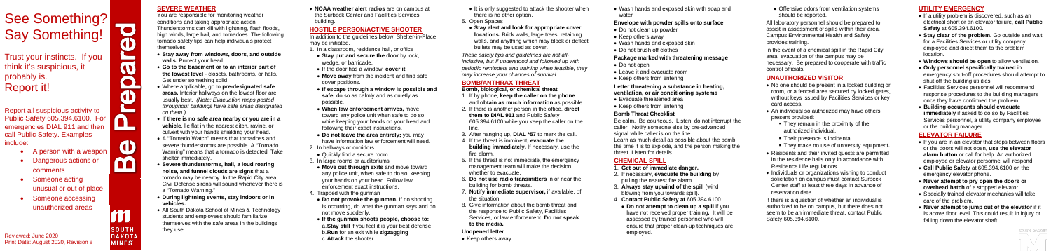# See Something? Say Something!

Trust your instincts. If you think it's suspicious, it probably is. Report it!

Report all suspicious activity to Public Safety 605.394.6100. For emergencies DIAL 911 and then call Public Safety. Examples include:

- A person with a weapon
- Dangerous actions or comments
- Someone acting unusual or out of place
- Someone accessing unauthorized areas

Reviewed: June 2020
Print Date: August 2020, Revision 8

# Be Prepared

SOUTH DAKOTA MINES

## SEVERE WEATHER

You are responsible for monitoring weather conditions and taking appropriate action. Thunderstorms can kill with lightning, flash floods, high winds, large hail, and tornadoes. The following tornado safety tips can help individuals protect themselves:

- **Stay away from windows, doors, and outside walls.** Protect your head.
- **Go to the basement or to an interior part of the lowest level** - closets, bathrooms, or halls. Get under something solid.
- Where applicable, go to **pre-designated safe areas.** Interior hallways on the lowest floor are usually best. *(Note: Evacuation maps posted throughout buildings have safe areas designated on them.)*
- **If there is no safe area nearby or you are in a vehicle**, lie flat in the nearest ditch, ravine, or culvert with your hands shielding your head.
- A "Tornado Watch" means that tornadoes and severe thunderstorms are possible. A "Tornado Warning" means that a tornado is detected. Take shelter immediately.
- **Severe thunderstorms, hail, a loud roaring noise, and funnel clouds are signs** that a tornado may be nearby. In the Rapid City area, Civil Defense sirens will sound whenever there is a "Tornado Warning."
- **During lightning events, stay indoors or in vehicles.**
- All South Dakota School of Mines & Technology students and employees should familiarize themselves with the safe areas in the buildings they use.
- **NOAA weather alert radios** are on campus at the Surbeck Center and Facilities Services building.

## HOSTILE PERSON/ACTIVE SHOOTER

In addition to the guidelines below, Shelter-in-Place may be initiated.

1. In a classroom, residence hall, or office
   - **Stay put and secure the door** by lock, wedge, or barricade.
   - If the door has a window, **cover it**.
   - **Move away** from the incident and find safe cover positions.
   - **If escape through a window is possible and safe,** do so as calmly and as quietly as possible.
   - **When law enforcement arrives,** move toward any police unit when safe to do so while keeping your hands on your head and following their exact instructions.
   - **Do not leave the area entirely;** you may have information law enforcement will need.
2. In hallways or corridors
   - Quickly find a secure room.
3. In large rooms or auditoriums
   - **Move out through exits** and move toward any police unit, when safe to do so, keeping your hands on your head. Follow law enforcement exact instructions.
4. Trapped with the gunman
   - **Do not provoke the gunman.** If no shooting is occurring, do what the gunman says and do not move suddenly.
   - **If the gunman shoots people, choose to:**
     a. **Stay still** if you feel it is your best defense
     b. **Run** for an exit while **zigzagging**
     c. **Attack** the shooter
   - It is only suggested to attack the shooter when there is no other option.
5. Open Spaces
   - **Stay alert and look for appropriate cover locations.** Brick walls, large trees, retaining walls, and anything which may block or deflect bullets may be used as cover.

*These safety tips and guidelines are not all-inclusive, but if understood and followed up with periodic reminders and training when feasible, they may increase your chances of survival.*

## BOMB/ANTHRAX THREAT

**Bomb, biological, or chemical threat**

1. If by phone, **keep the caller on the phone** and **obtain as much information** as possible.
2. If there is another person in the office, **direct them to DIAL 911** and Public Safety 605.394.6100 while you keep the caller on the line.
3. After hanging up, **DIAL \*57** to mark the call.
4. If the threat is imminent, **evacuate the building immediately.** If necessary, use the fire alarm.
5. If the threat is not immediate, the emergency management team will make the decision whether to evacuate.
6. **Do not use radio transmitters** in or near the building for bomb threats.
7. **Notify immediate supervisor,** if available, of the situation.
8. Give information about the bomb threat and the response to Public Safety, Facilities Services, or law enforcement. **Do not speak to the media.**

**Unopened letter**

- Keep others away
- Wash hands and exposed skin with soap and water

**Envelope with powder spills onto surface**

- Do not clean up powder
- Keep others away
- Wash hands and exposed skin
- Do not brush off clothes

**Package marked with threatening message**

- Do not open
- Leave it and evacuate room
- Keep others from entering

**Letter threatening a substance in heating, ventilation, or air conditioning systems**

- Evacuate threatened area
- Keep others from entering

**Bomb Threat Checklist**

Be calm. Be courteous. Listen; do not interrupt the caller. Notify someone else by pre-advanced signal while caller is on the line.

Learn as much detail as possible about the bomb, the time it is to explode, and the person making the threat. Listen for details.

## CHEMICAL SPILL

1. **Get out of immediate danger.**
2. If necessary, **evacuate the building** by pulling the nearest fire alarm.
3. **Always stay upwind of the spill** (wind blowing from you towards spill).
4. **Contact Public Safety at** 605.394.6100
   - **Do not attempt to clean up a spill** if you have not received proper training. It will be assessed by trained personnel who will ensure that proper clean-up techniques are employed.
   - Offensive odors from ventilation systems should be reported.

All laboratory personnel should be prepared to assist in assessment of spills within their area. Campus Environmental Health and Safety provides training.

In the event of a chemical spill in the Rapid City area, evacuation of the campus may be necessary. Be prepared to cooperate with traffic control officials.

## UNAUTHORIZED VISITOR

- No one should be present in a locked building or room, or a fenced area secured by locked gates, without keys issued by Facilities Services or key card access.
- An individual so authorized may have others present provided:
  - They remain in the proximity of the authorized individual.
  - Their presence is incidental.
  - They make no use of university equipment.
- Residents and their invited guests are permitted in the residence halls only in accordance with Residence Life regulations.
- Individuals or organizations wishing to conduct solicitation on campus must contact Surbeck Center staff at least three days in advance of reservation date.

If there is a question of whether an individual is authorized to be on campus, but there does not seem to be an immediate threat, contact Public Safety 605.394.6100.

## UTILITY EMERGENCY

- If a utility problem is discovered, such as an electrical short or an elevator failure, **call Public Safety** at 605.394.6100.
- **Stay clear of the problem.** Go outside and wait for a Facilities Services or utility company employee and direct them to the problem location.
- **Windows should be open** to allow ventilation.
- **Only personnel specifically trained** in emergency shut-off procedures should attempt to shut off the building utilities.
- Facilities Services personnel will recommend response procedures to the building managers once they have confirmed the problem.
- **Building occupants should evacuate immediately** if asked to do so by Facilities Services personnel, a utility company employee or the building manager.

## ELEVATOR FAILURE

- If you are in an elevator that stops between floors or the doors will not open, **use the elevator alarm button** or call for help. An authorized employee or elevator personnel will respond.
- **Call Public Safety** at 605.394.6100 on the emergency elevator phone.
- **Never attempt to pry open the doors or overhead hatch** of a stopped elevator.
- Specially trained elevator mechanics will take care of the problem.
- **Never attempt to jump out of the elevator** if it is above floor level. This could result in injury or falling down the elevator shaft.